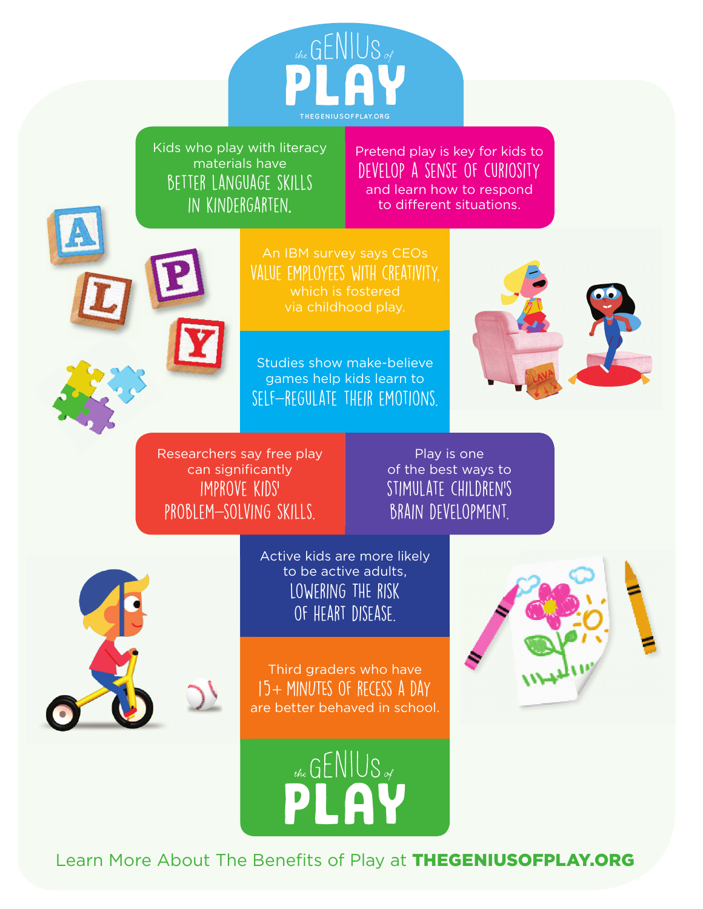# the GENIUS of PLAY

THEGENIUSOFPLAY.ORG

Kids who play with literacy materials have BETTER LANGUAGE SKILLS IN KINDERGARTEN.

Pretend play is key for kids to DEVELOP A SENSE OF CURIOSITY and learn how to respond to different situations.

An IBM survey says CEOs VALUE EMPLOYEES WITH CREATIVITY, which is fostered via childhood play.

Studies show make-believe games help kids learn to SELF-REGULATE THEIR EMOTIONS.

Researchers say free play can significantly IMPROVE KIDS' PROBLEM-SOLVING SKILLS.

Play is one of the best ways to STIMULATE CHILDREN'S BRAIN DEVELOPMENT.

Active kids are more likely to be active adults, LOWERING THE RISK OF HEART DISEASE.

Third graders who have 15+ MINUTES OF RECESS A DAY are better behaved in school.

# the GENIUS of PLAY

Learn More About The Benefits of Play at **THEGENIUSOFPLAY.ORG**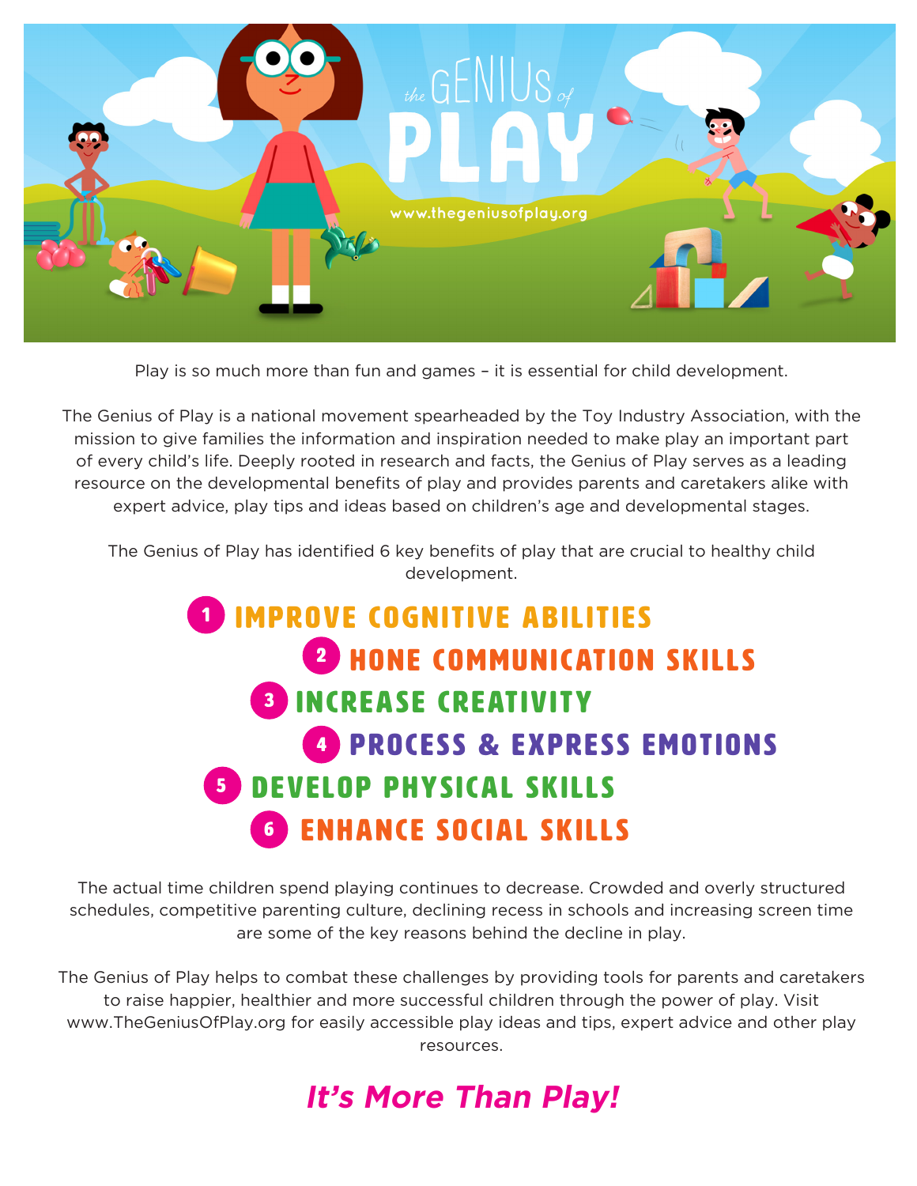the GENIUS of PLAY

www.thegeniusofplay.org

Play is so much more than fun and games – it is essential for child development.

The Genius of Play is a national movement spearheaded by the Toy Industry Association, with the mission to give families the information and inspiration needed to make play an important part of every child's life. Deeply rooted in research and facts, the Genius of Play serves as a leading resource on the developmental benefits of play and provides parents and caretakers alike with expert advice, play tips and ideas based on children's age and developmental stages.

The Genius of Play has identified 6 key benefits of play that are crucial to healthy child development.

1. IMPROVE COGNITIVE ABILITIES
2. HONE COMMUNICATION SKILLS
3. INCREASE CREATIVITY
4. PROCESS & EXPRESS EMOTIONS
5. DEVELOP PHYSICAL SKILLS
6. ENHANCE SOCIAL SKILLS

The actual time children spend playing continues to decrease. Crowded and overly structured schedules, competitive parenting culture, declining recess in schools and increasing screen time are some of the key reasons behind the decline in play.

The Genius of Play helps to combat these challenges by providing tools for parents and caretakers to raise happier, healthier and more successful children through the power of play. Visit www.TheGeniusOfPlay.org for easily accessible play ideas and tips, expert advice and other play resources.

***It's More Than Play!***